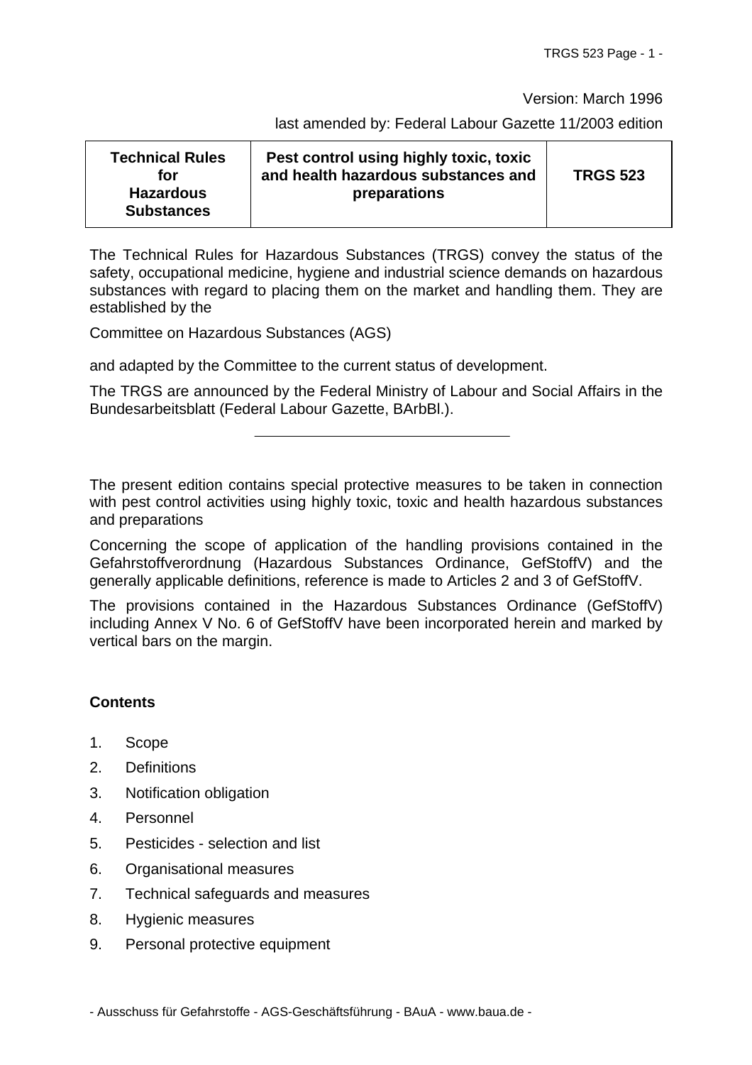Version: March 1996

last amended by: Federal Labour Gazette 11/2003 edition

| Technical Rules for Hazardous Substances | Pest control using highly toxic, toxic and health hazardous substances and preparations | TRGS 523 |
|---|---|---|

The Technical Rules for Hazardous Substances (TRGS) convey the status of the safety, occupational medicine, hygiene and industrial science demands on hazardous substances with regard to placing them on the market and handling them. They are established by the

Committee on Hazardous Substances (AGS)

and adapted by the Committee to the current status of development.

The TRGS are announced by the Federal Ministry of Labour and Social Affairs in the Bundesarbeitsblatt (Federal Labour Gazette, BArbBl.).

---

The present edition contains special protective measures to be taken in connection with pest control activities using highly toxic, toxic and health hazardous substances and preparations

Concerning the scope of application of the handling provisions contained in the Gefahrstoffverordnung (Hazardous Substances Ordinance, GefStoffV) and the generally applicable definitions, reference is made to Articles 2 and 3 of GefStoffV.

The provisions contained in the Hazardous Substances Ordinance (GefStoffV) including Annex V No. 6 of GefStoffV have been incorporated herein and marked by vertical bars on the margin.

## Contents

1. Scope
2. Definitions
3. Notification obligation
4. Personnel
5. Pesticides - selection and list
6. Organisational measures
7. Technical safeguards and measures
8. Hygienic measures
9. Personal protective equipment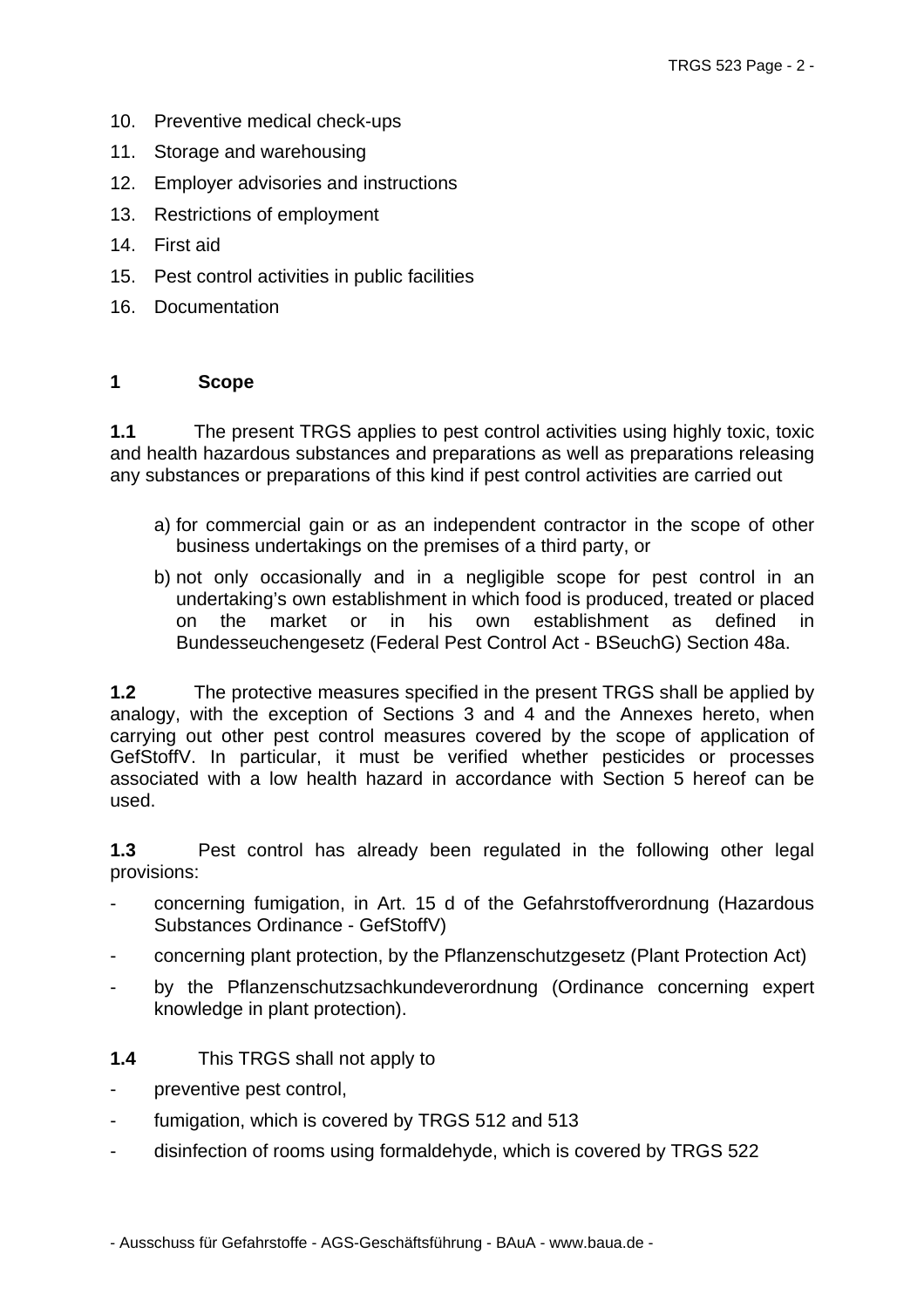10. Preventive medical check-ups
11. Storage and warehousing
12. Employer advisories and instructions
13. Restrictions of employment
14. First aid
15. Pest control activities in public facilities
16. Documentation

## 1 Scope

**1.1** The present TRGS applies to pest control activities using highly toxic, toxic and health hazardous substances and preparations as well as preparations releasing any substances or preparations of this kind if pest control activities are carried out

a) for commercial gain or as an independent contractor in the scope of other business undertakings on the premises of a third party, or

b) not only occasionally and in a negligible scope for pest control in an undertaking's own establishment in which food is produced, treated or placed on the market or in his own establishment as defined in Bundesseuchengesetz (Federal Pest Control Act - BSeuchG) Section 48a.

**1.2** The protective measures specified in the present TRGS shall be applied by analogy, with the exception of Sections 3 and 4 and the Annexes hereto, when carrying out other pest control measures covered by the scope of application of GefStoffV. In particular, it must be verified whether pesticides or processes associated with a low health hazard in accordance with Section 5 hereof can be used.

**1.3** Pest control has already been regulated in the following other legal provisions:

- concerning fumigation, in Art. 15 d of the Gefahrstoffverordnung (Hazardous Substances Ordinance - GefStoffV)
- concerning plant protection, by the Pflanzenschutzgesetz (Plant Protection Act)
- by the Pflanzenschutzsachkundeverordnung (Ordinance concerning expert knowledge in plant protection).

**1.4** This TRGS shall not apply to

- preventive pest control,
- fumigation, which is covered by TRGS 512 and 513
- disinfection of rooms using formaldehyde, which is covered by TRGS 522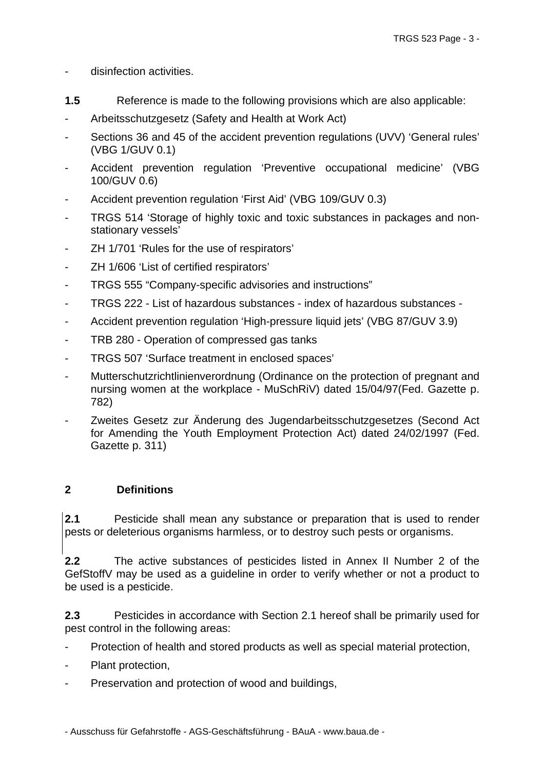- disinfection activities.

**1.5** Reference is made to the following provisions which are also applicable:

- Arbeitsschutzgesetz (Safety and Health at Work Act)
- Sections 36 and 45 of the accident prevention regulations (UVV) 'General rules' (VBG 1/GUV 0.1)
- Accident prevention regulation 'Preventive occupational medicine' (VBG 100/GUV 0.6)
- Accident prevention regulation 'First Aid' (VBG 109/GUV 0.3)
- TRGS 514 'Storage of highly toxic and toxic substances in packages and non-stationary vessels'
- ZH 1/701 'Rules for the use of respirators'
- ZH 1/606 'List of certified respirators'
- TRGS 555 "Company-specific advisories and instructions"
- TRGS 222 - List of hazardous substances - index of hazardous substances -
- Accident prevention regulation 'High-pressure liquid jets' (VBG 87/GUV 3.9)
- TRB 280 - Operation of compressed gas tanks
- TRGS 507 'Surface treatment in enclosed spaces'
- Mutterschutzrichtlinienverordnung (Ordinance on the protection of pregnant and nursing women at the workplace - MuSchRiV) dated 15/04/97(Fed. Gazette p. 782)
- Zweites Gesetz zur Änderung des Jugendarbeitsschutzgesetzes (Second Act for Amending the Youth Employment Protection Act) dated 24/02/1997 (Fed. Gazette p. 311)

## 2 Definitions

**2.1** Pesticide shall mean any substance or preparation that is used to render pests or deleterious organisms harmless, or to destroy such pests or organisms.

**2.2** The active substances of pesticides listed in Annex II Number 2 of the GefStoffV may be used as a guideline in order to verify whether or not a product to be used is a pesticide.

**2.3** Pesticides in accordance with Section 2.1 hereof shall be primarily used for pest control in the following areas:

- Protection of health and stored products as well as special material protection,
- Plant protection,
- Preservation and protection of wood and buildings,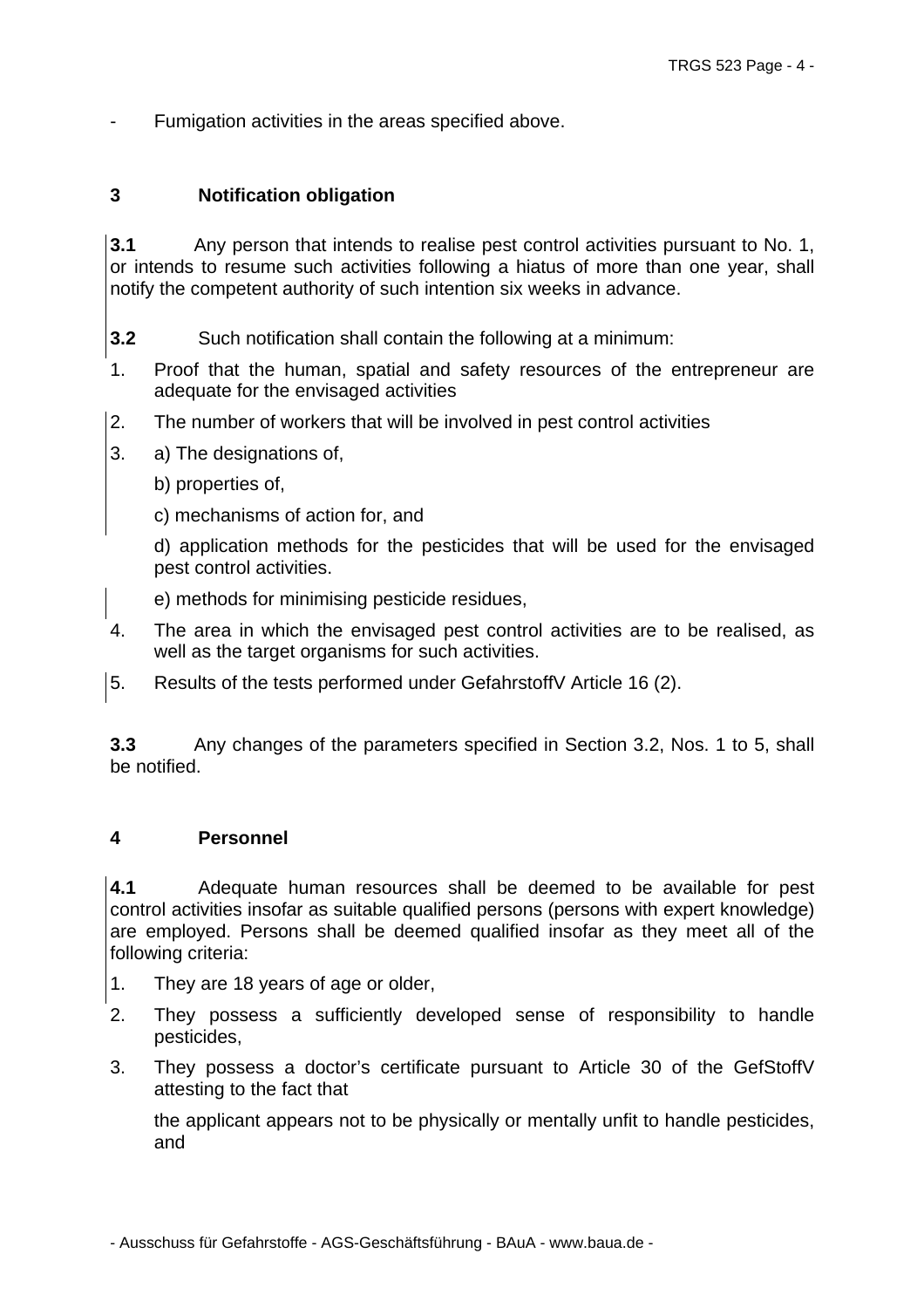- Fumigation activities in the areas specified above.

## 3 Notification obligation

**3.1** Any person that intends to realise pest control activities pursuant to No. 1, or intends to resume such activities following a hiatus of more than one year, shall notify the competent authority of such intention six weeks in advance.

**3.2** Such notification shall contain the following at a minimum:

1. Proof that the human, spatial and safety resources of the entrepreneur are adequate for the envisaged activities
2. The number of workers that will be involved in pest control activities
3. a) The designations of,

   b) properties of,

   c) mechanisms of action for, and

   d) application methods for the pesticides that will be used for the envisaged pest control activities.

   e) methods for minimising pesticide residues,
4. The area in which the envisaged pest control activities are to be realised, as well as the target organisms for such activities.
5. Results of the tests performed under GefahrstoffV Article 16 (2).

**3.3** Any changes of the parameters specified in Section 3.2, Nos. 1 to 5, shall be notified.

## 4 Personnel

**4.1** Adequate human resources shall be deemed to be available for pest control activities insofar as suitable qualified persons (persons with expert knowledge) are employed. Persons shall be deemed qualified insofar as they meet all of the following criteria:

1. They are 18 years of age or older,
2. They possess a sufficiently developed sense of responsibility to handle pesticides,
3. They possess a doctor's certificate pursuant to Article 30 of the GefStoffV attesting to the fact that

   the applicant appears not to be physically or mentally unfit to handle pesticides, and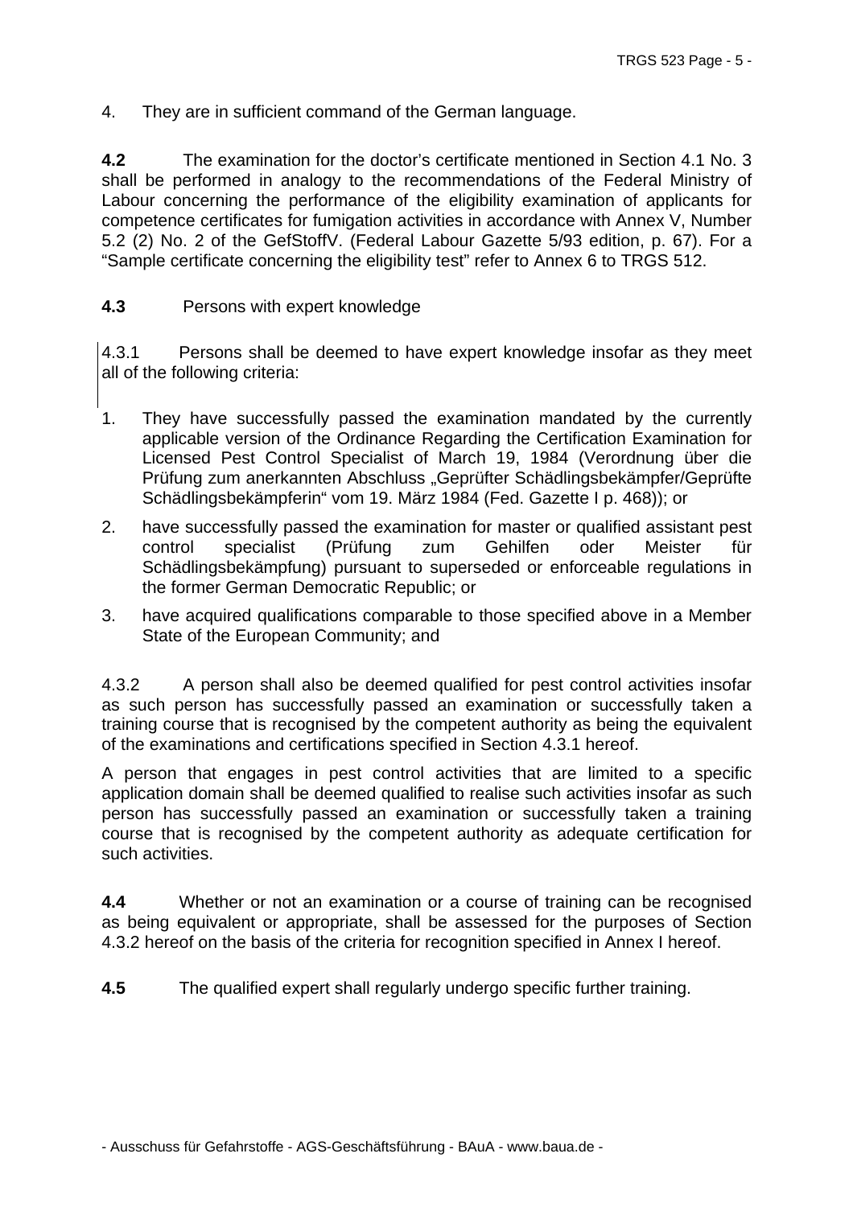4. They are in sufficient command of the German language.

**4.2** The examination for the doctor's certificate mentioned in Section 4.1 No. 3 shall be performed in analogy to the recommendations of the Federal Ministry of Labour concerning the performance of the eligibility examination of applicants for competence certificates for fumigation activities in accordance with Annex V, Number 5.2 (2) No. 2 of the GefStoffV. (Federal Labour Gazette 5/93 edition, p. 67). For a "Sample certificate concerning the eligibility test" refer to Annex 6 to TRGS 512.

**4.3** Persons with expert knowledge

4.3.1 Persons shall be deemed to have expert knowledge insofar as they meet all of the following criteria:

1. They have successfully passed the examination mandated by the currently applicable version of the Ordinance Regarding the Certification Examination for Licensed Pest Control Specialist of March 19, 1984 (Verordnung über die Prüfung zum anerkannten Abschluss „Geprüfter Schädlingsbekämpfer/Geprüfte Schädlingsbekämpferin" vom 19. März 1984 (Fed. Gazette I p. 468)); or
2. have successfully passed the examination for master or qualified assistant pest control specialist (Prüfung zum Gehilfen oder Meister für Schädlingsbekämpfung) pursuant to superseded or enforceable regulations in the former German Democratic Republic; or
3. have acquired qualifications comparable to those specified above in a Member State of the European Community; and

4.3.2 A person shall also be deemed qualified for pest control activities insofar as such person has successfully passed an examination or successfully taken a training course that is recognised by the competent authority as being the equivalent of the examinations and certifications specified in Section 4.3.1 hereof.

A person that engages in pest control activities that are limited to a specific application domain shall be deemed qualified to realise such activities insofar as such person has successfully passed an examination or successfully taken a training course that is recognised by the competent authority as adequate certification for such activities.

**4.4** Whether or not an examination or a course of training can be recognised as being equivalent or appropriate, shall be assessed for the purposes of Section 4.3.2 hereof on the basis of the criteria for recognition specified in Annex I hereof.

**4.5** The qualified expert shall regularly undergo specific further training.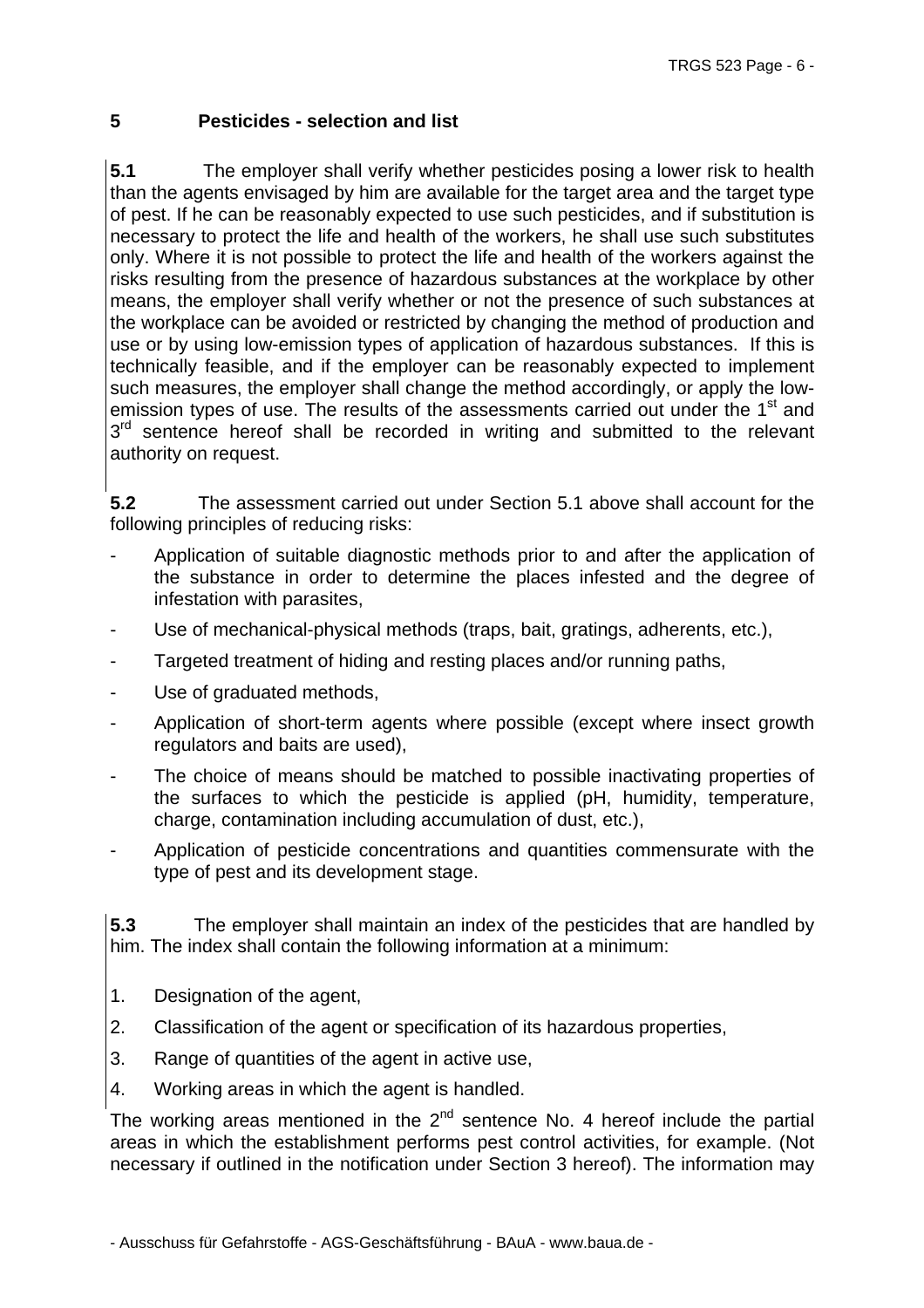## 5 Pesticides - selection and list

**5.1** The employer shall verify whether pesticides posing a lower risk to health than the agents envisaged by him are available for the target area and the target type of pest. If he can be reasonably expected to use such pesticides, and if substitution is necessary to protect the life and health of the workers, he shall use such substitutes only. Where it is not possible to protect the life and health of the workers against the risks resulting from the presence of hazardous substances at the workplace by other means, the employer shall verify whether or not the presence of such substances at the workplace can be avoided or restricted by changing the method of production and use or by using low-emission types of application of hazardous substances. If this is technically feasible, and if the employer can be reasonably expected to implement such measures, the employer shall change the method accordingly, or apply the low-emission types of use. The results of the assessments carried out under the 1st and 3rd sentence hereof shall be recorded in writing and submitted to the relevant authority on request.

**5.2** The assessment carried out under Section 5.1 above shall account for the following principles of reducing risks:

- Application of suitable diagnostic methods prior to and after the application of the substance in order to determine the places infested and the degree of infestation with parasites,
- Use of mechanical-physical methods (traps, bait, gratings, adherents, etc.),
- Targeted treatment of hiding and resting places and/or running paths,
- Use of graduated methods,
- Application of short-term agents where possible (except where insect growth regulators and baits are used),
- The choice of means should be matched to possible inactivating properties of the surfaces to which the pesticide is applied (pH, humidity, temperature, charge, contamination including accumulation of dust, etc.),
- Application of pesticide concentrations and quantities commensurate with the type of pest and its development stage.

**5.3** The employer shall maintain an index of the pesticides that are handled by him. The index shall contain the following information at a minimum:

1. Designation of the agent,
2. Classification of the agent or specification of its hazardous properties,
3. Range of quantities of the agent in active use,
4. Working areas in which the agent is handled.

The working areas mentioned in the 2nd sentence No. 4 hereof include the partial areas in which the establishment performs pest control activities, for example. (Not necessary if outlined in the notification under Section 3 hereof). The information may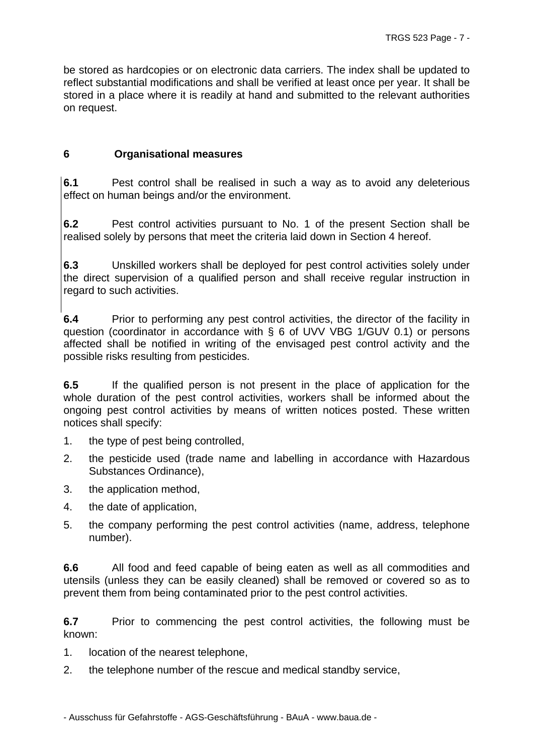be stored as hardcopies or on electronic data carriers. The index shall be updated to reflect substantial modifications and shall be verified at least once per year. It shall be stored in a place where it is readily at hand and submitted to the relevant authorities on request.

## 6 Organisational measures

**6.1** Pest control shall be realised in such a way as to avoid any deleterious effect on human beings and/or the environment.

**6.2** Pest control activities pursuant to No. 1 of the present Section shall be realised solely by persons that meet the criteria laid down in Section 4 hereof.

**6.3** Unskilled workers shall be deployed for pest control activities solely under the direct supervision of a qualified person and shall receive regular instruction in regard to such activities.

**6.4** Prior to performing any pest control activities, the director of the facility in question (coordinator in accordance with § 6 of UVV VBG 1/GUV 0.1) or persons affected shall be notified in writing of the envisaged pest control activity and the possible risks resulting from pesticides.

**6.5** If the qualified person is not present in the place of application for the whole duration of the pest control activities, workers shall be informed about the ongoing pest control activities by means of written notices posted. These written notices shall specify:

1. the type of pest being controlled,
2. the pesticide used (trade name and labelling in accordance with Hazardous Substances Ordinance),
3. the application method,
4. the date of application,
5. the company performing the pest control activities (name, address, telephone number).

**6.6** All food and feed capable of being eaten as well as all commodities and utensils (unless they can be easily cleaned) shall be removed or covered so as to prevent them from being contaminated prior to the pest control activities.

**6.7** Prior to commencing the pest control activities, the following must be known:

1. location of the nearest telephone,
2. the telephone number of the rescue and medical standby service,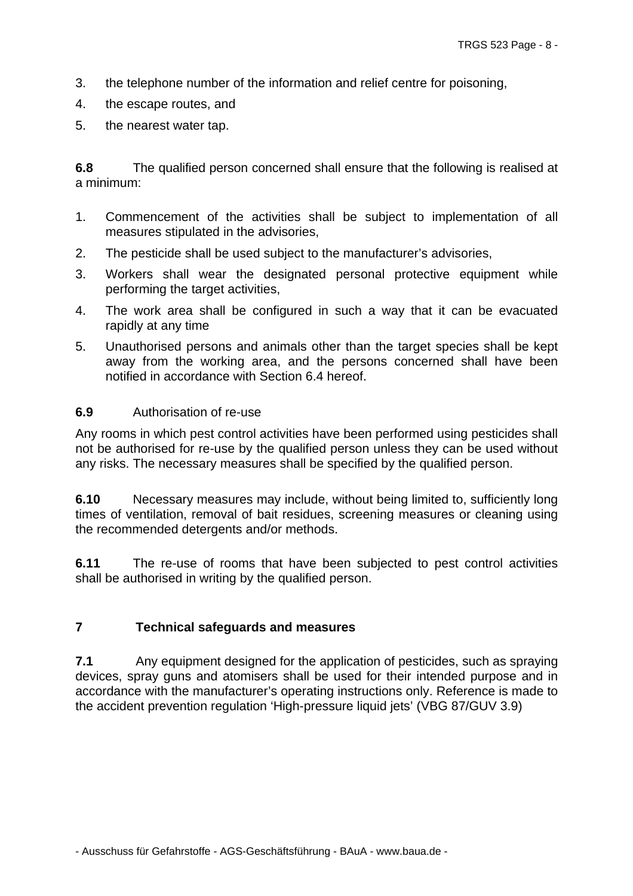3. the telephone number of the information and relief centre for poisoning,
4. the escape routes, and
5. the nearest water tap.

**6.8** The qualified person concerned shall ensure that the following is realised at a minimum:

1. Commencement of the activities shall be subject to implementation of all measures stipulated in the advisories,
2. The pesticide shall be used subject to the manufacturer's advisories,
3. Workers shall wear the designated personal protective equipment while performing the target activities,
4. The work area shall be configured in such a way that it can be evacuated rapidly at any time
5. Unauthorised persons and animals other than the target species shall be kept away from the working area, and the persons concerned shall have been notified in accordance with Section 6.4 hereof.

**6.9** Authorisation of re-use

Any rooms in which pest control activities have been performed using pesticides shall not be authorised for re-use by the qualified person unless they can be used without any risks. The necessary measures shall be specified by the qualified person.

**6.10** Necessary measures may include, without being limited to, sufficiently long times of ventilation, removal of bait residues, screening measures or cleaning using the recommended detergents and/or methods.

**6.11** The re-use of rooms that have been subjected to pest control activities shall be authorised in writing by the qualified person.

## 7 Technical safeguards and measures

**7.1** Any equipment designed for the application of pesticides, such as spraying devices, spray guns and atomisers shall be used for their intended purpose and in accordance with the manufacturer's operating instructions only. Reference is made to the accident prevention regulation 'High-pressure liquid jets' (VBG 87/GUV 3.9)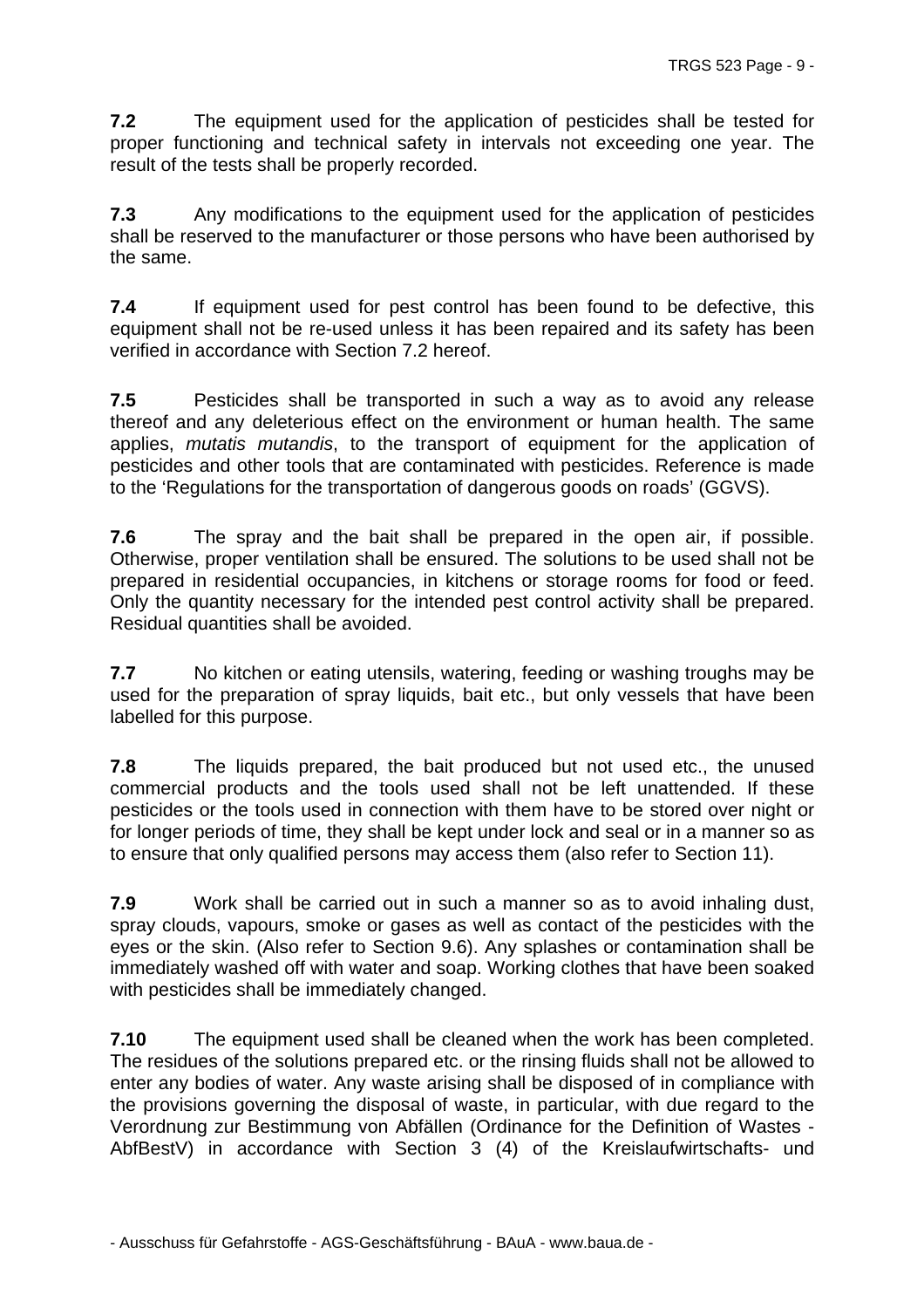**7.2** The equipment used for the application of pesticides shall be tested for proper functioning and technical safety in intervals not exceeding one year. The result of the tests shall be properly recorded.

**7.3** Any modifications to the equipment used for the application of pesticides shall be reserved to the manufacturer or those persons who have been authorised by the same.

**7.4** If equipment used for pest control has been found to be defective, this equipment shall not be re-used unless it has been repaired and its safety has been verified in accordance with Section 7.2 hereof.

**7.5** Pesticides shall be transported in such a way as to avoid any release thereof and any deleterious effect on the environment or human health. The same applies, *mutatis mutandis*, to the transport of equipment for the application of pesticides and other tools that are contaminated with pesticides. Reference is made to the 'Regulations for the transportation of dangerous goods on roads' (GGVS).

**7.6** The spray and the bait shall be prepared in the open air, if possible. Otherwise, proper ventilation shall be ensured. The solutions to be used shall not be prepared in residential occupancies, in kitchens or storage rooms for food or feed. Only the quantity necessary for the intended pest control activity shall be prepared. Residual quantities shall be avoided.

**7.7** No kitchen or eating utensils, watering, feeding or washing troughs may be used for the preparation of spray liquids, bait etc., but only vessels that have been labelled for this purpose.

**7.8** The liquids prepared, the bait produced but not used etc., the unused commercial products and the tools used shall not be left unattended. If these pesticides or the tools used in connection with them have to be stored over night or for longer periods of time, they shall be kept under lock and seal or in a manner so as to ensure that only qualified persons may access them (also refer to Section 11).

**7.9** Work shall be carried out in such a manner so as to avoid inhaling dust, spray clouds, vapours, smoke or gases as well as contact of the pesticides with the eyes or the skin. (Also refer to Section 9.6). Any splashes or contamination shall be immediately washed off with water and soap. Working clothes that have been soaked with pesticides shall be immediately changed.

**7.10** The equipment used shall be cleaned when the work has been completed. The residues of the solutions prepared etc. or the rinsing fluids shall not be allowed to enter any bodies of water. Any waste arising shall be disposed of in compliance with the provisions governing the disposal of waste, in particular, with due regard to the Verordnung zur Bestimmung von Abfällen (Ordinance for the Definition of Wastes - AbfBestV) in accordance with Section 3 (4) of the Kreislaufwirtschafts- und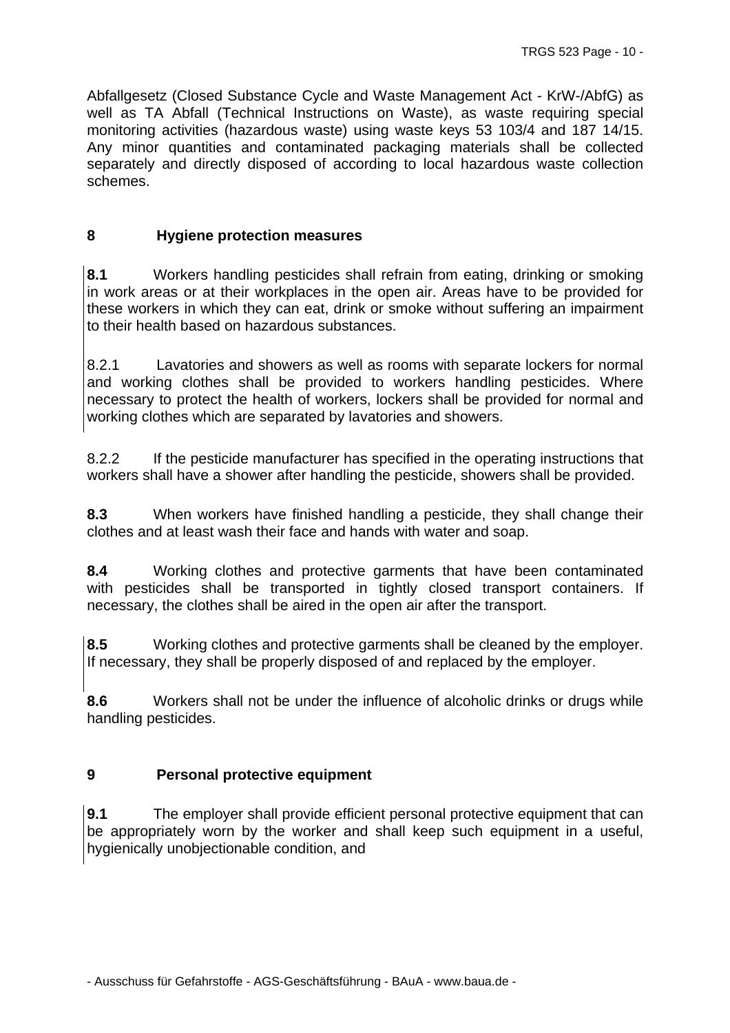Abfallgesetz (Closed Substance Cycle and Waste Management Act - KrW-/AbfG) as well as TA Abfall (Technical Instructions on Waste), as waste requiring special monitoring activities (hazardous waste) using waste keys 53 103/4 and 187 14/15. Any minor quantities and contaminated packaging materials shall be collected separately and directly disposed of according to local hazardous waste collection schemes.

## 8 Hygiene protection measures

**8.1** Workers handling pesticides shall refrain from eating, drinking or smoking in work areas or at their workplaces in the open air. Areas have to be provided for these workers in which they can eat, drink or smoke without suffering an impairment to their health based on hazardous substances.

8.2.1 Lavatories and showers as well as rooms with separate lockers for normal and working clothes shall be provided to workers handling pesticides. Where necessary to protect the health of workers, lockers shall be provided for normal and working clothes which are separated by lavatories and showers.

8.2.2 If the pesticide manufacturer has specified in the operating instructions that workers shall have a shower after handling the pesticide, showers shall be provided.

**8.3** When workers have finished handling a pesticide, they shall change their clothes and at least wash their face and hands with water and soap.

**8.4** Working clothes and protective garments that have been contaminated with pesticides shall be transported in tightly closed transport containers. If necessary, the clothes shall be aired in the open air after the transport.

**8.5** Working clothes and protective garments shall be cleaned by the employer. If necessary, they shall be properly disposed of and replaced by the employer.

**8.6** Workers shall not be under the influence of alcoholic drinks or drugs while handling pesticides.

## 9 Personal protective equipment

**9.1** The employer shall provide efficient personal protective equipment that can be appropriately worn by the worker and shall keep such equipment in a useful, hygienically unobjectionable condition, and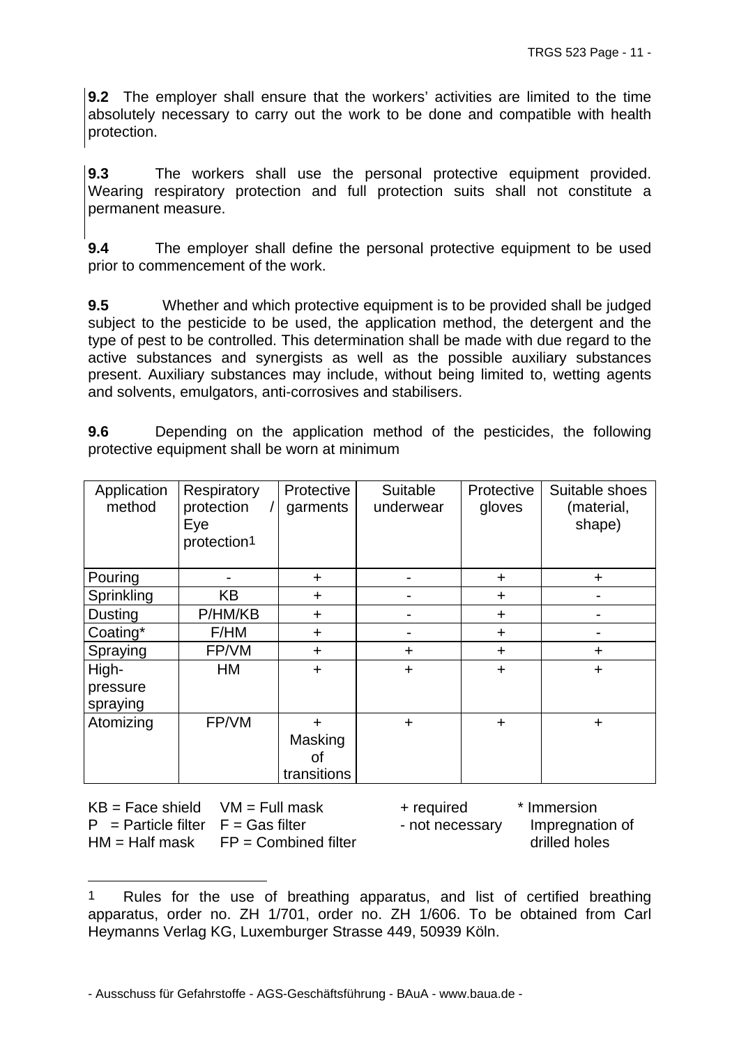**9.2** The employer shall ensure that the workers' activities are limited to the time absolutely necessary to carry out the work to be done and compatible with health protection.

**9.3** The workers shall use the personal protective equipment provided. Wearing respiratory protection and full protection suits shall not constitute a permanent measure.

**9.4** The employer shall define the personal protective equipment to be used prior to commencement of the work.

**9.5** Whether and which protective equipment is to be provided shall be judged subject to the pesticide to be used, the application method, the detergent and the type of pest to be controlled. This determination shall be made with due regard to the active substances and synergists as well as the possible auxiliary substances present. Auxiliary substances may include, without being limited to, wetting agents and solvents, emulgators, anti-corrosives and stabilisers.

**9.6** Depending on the application method of the pesticides, the following protective equipment shall be worn at minimum

| Application method | Respiratory protection / Eye protection[1] | Protective garments | Suitable underwear | Protective gloves | Suitable shoes (material, shape) |
|---|---|---|---|---|---|
| Pouring | - | + | - | + | + |
| Sprinkling | KB | + | - | + | - |
| Dusting | P/HM/KB | + | - | + | - |
| Coating* | F/HM | + | - | + | - |
| Spraying | FP/VM | + | + | + | + |
| High-pressure spraying | HM | + | + | + | + |
| Atomizing | FP/VM | + Masking of transitions | + | + | + |

KB = Face shield  VM = Full mask  + required  * Immersion
P = Particle filter  F = Gas filter  - not necessary  Impregnation of
HM = Half mask  FP = Combined filter  drilled holes

[1] Rules for the use of breathing apparatus, and list of certified breathing apparatus, order no. ZH 1/701, order no. ZH 1/606. To be obtained from Carl Heymanns Verlag KG, Luxemburger Strasse 449, 50939 Köln.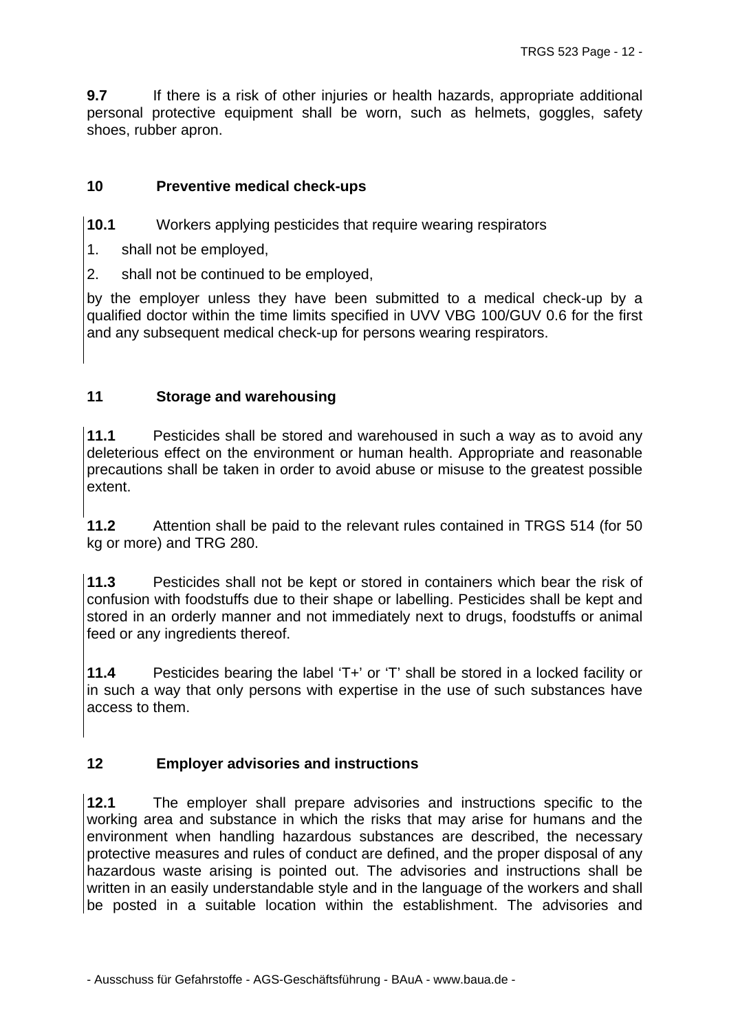**9.7** If there is a risk of other injuries or health hazards, appropriate additional personal protective equipment shall be worn, such as helmets, goggles, safety shoes, rubber apron.

## 10 Preventive medical check-ups

**10.1** Workers applying pesticides that require wearing respirators

1. shall not be employed,
2. shall not be continued to be employed,

by the employer unless they have been submitted to a medical check-up by a qualified doctor within the time limits specified in UVV VBG 100/GUV 0.6 for the first and any subsequent medical check-up for persons wearing respirators.

## 11 Storage and warehousing

**11.1** Pesticides shall be stored and warehoused in such a way as to avoid any deleterious effect on the environment or human health. Appropriate and reasonable precautions shall be taken in order to avoid abuse or misuse to the greatest possible extent.

**11.2** Attention shall be paid to the relevant rules contained in TRGS 514 (for 50 kg or more) and TRG 280.

**11.3** Pesticides shall not be kept or stored in containers which bear the risk of confusion with foodstuffs due to their shape or labelling. Pesticides shall be kept and stored in an orderly manner and not immediately next to drugs, foodstuffs or animal feed or any ingredients thereof.

**11.4** Pesticides bearing the label 'T+' or 'T' shall be stored in a locked facility or in such a way that only persons with expertise in the use of such substances have access to them.

## 12 Employer advisories and instructions

**12.1** The employer shall prepare advisories and instructions specific to the working area and substance in which the risks that may arise for humans and the environment when handling hazardous substances are described, the necessary protective measures and rules of conduct are defined, and the proper disposal of any hazardous waste arising is pointed out. The advisories and instructions shall be written in an easily understandable style and in the language of the workers and shall be posted in a suitable location within the establishment. The advisories and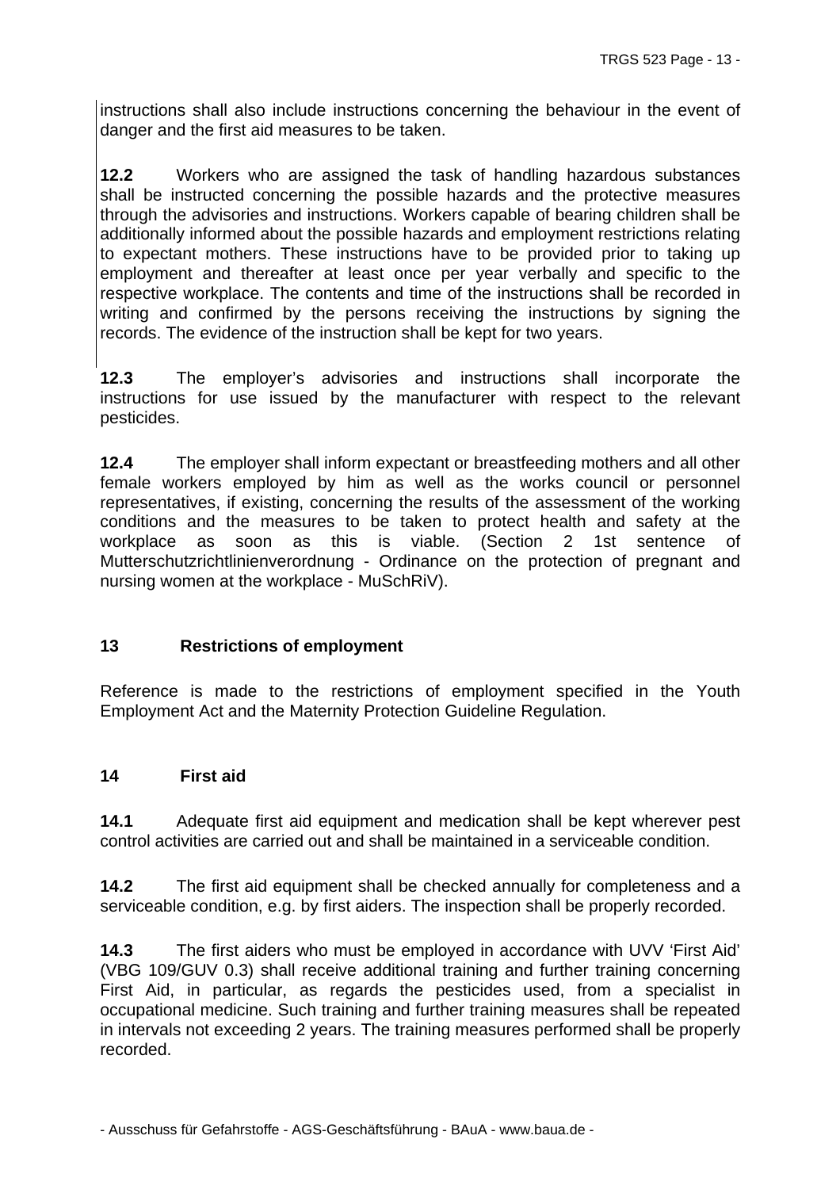instructions shall also include instructions concerning the behaviour in the event of danger and the first aid measures to be taken.

**12.2** Workers who are assigned the task of handling hazardous substances shall be instructed concerning the possible hazards and the protective measures through the advisories and instructions. Workers capable of bearing children shall be additionally informed about the possible hazards and employment restrictions relating to expectant mothers. These instructions have to be provided prior to taking up employment and thereafter at least once per year verbally and specific to the respective workplace. The contents and time of the instructions shall be recorded in writing and confirmed by the persons receiving the instructions by signing the records. The evidence of the instruction shall be kept for two years.

**12.3** The employer's advisories and instructions shall incorporate the instructions for use issued by the manufacturer with respect to the relevant pesticides.

**12.4** The employer shall inform expectant or breastfeeding mothers and all other female workers employed by him as well as the works council or personnel representatives, if existing, concerning the results of the assessment of the working conditions and the measures to be taken to protect health and safety at the workplace as soon as this is viable. (Section 2 1st sentence of Mutterschutzrichtlinienverordnung - Ordinance on the protection of pregnant and nursing women at the workplace - MuSchRiV).

## 13 Restrictions of employment

Reference is made to the restrictions of employment specified in the Youth Employment Act and the Maternity Protection Guideline Regulation.

## 14 First aid

**14.1** Adequate first aid equipment and medication shall be kept wherever pest control activities are carried out and shall be maintained in a serviceable condition.

**14.2** The first aid equipment shall be checked annually for completeness and a serviceable condition, e.g. by first aiders. The inspection shall be properly recorded.

**14.3** The first aiders who must be employed in accordance with UVV 'First Aid' (VBG 109/GUV 0.3) shall receive additional training and further training concerning First Aid, in particular, as regards the pesticides used, from a specialist in occupational medicine. Such training and further training measures shall be repeated in intervals not exceeding 2 years. The training measures performed shall be properly recorded.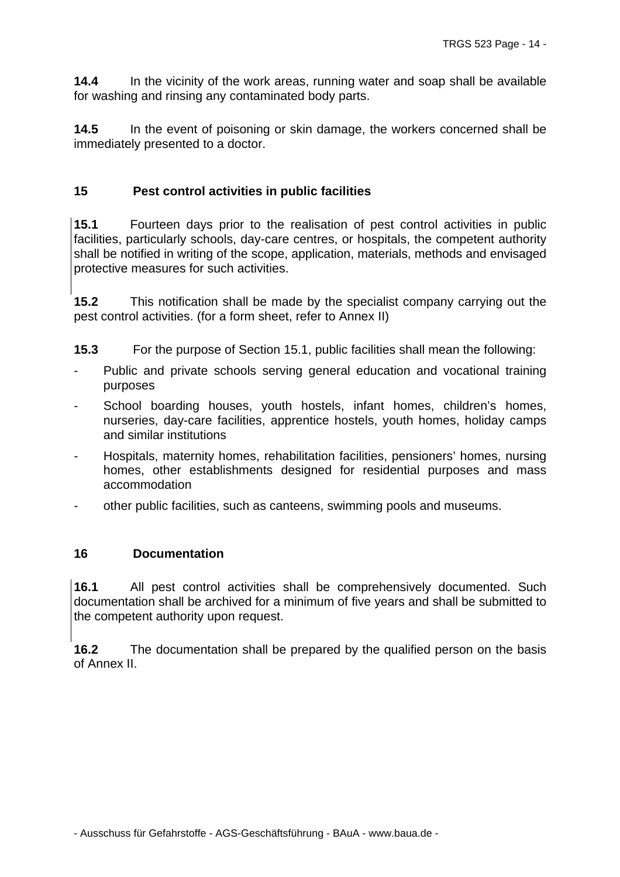**14.4** In the vicinity of the work areas, running water and soap shall be available for washing and rinsing any contaminated body parts.

**14.5** In the event of poisoning or skin damage, the workers concerned shall be immediately presented to a doctor.

## 15 Pest control activities in public facilities

**15.1** Fourteen days prior to the realisation of pest control activities in public facilities, particularly schools, day-care centres, or hospitals, the competent authority shall be notified in writing of the scope, application, materials, methods and envisaged protective measures for such activities.

**15.2** This notification shall be made by the specialist company carrying out the pest control activities. (for a form sheet, refer to Annex II)

**15.3** For the purpose of Section 15.1, public facilities shall mean the following:

- Public and private schools serving general education and vocational training purposes
- School boarding houses, youth hostels, infant homes, children's homes, nurseries, day-care facilities, apprentice hostels, youth homes, holiday camps and similar institutions
- Hospitals, maternity homes, rehabilitation facilities, pensioners' homes, nursing homes, other establishments designed for residential purposes and mass accommodation
- other public facilities, such as canteens, swimming pools and museums.

## 16 Documentation

**16.1** All pest control activities shall be comprehensively documented. Such documentation shall be archived for a minimum of five years and shall be submitted to the competent authority upon request.

**16.2** The documentation shall be prepared by the qualified person on the basis of Annex II.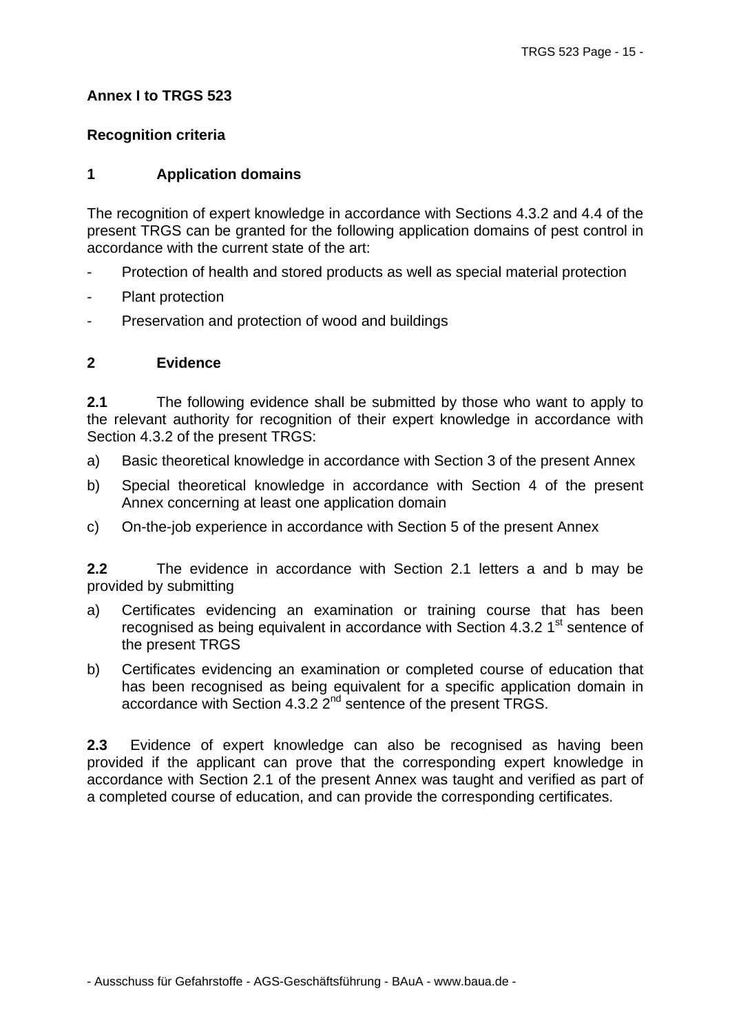## Annex I to TRGS 523

### Recognition criteria

### 1 Application domains

The recognition of expert knowledge in accordance with Sections 4.3.2 and 4.4 of the present TRGS can be granted for the following application domains of pest control in accordance with the current state of the art:

- Protection of health and stored products as well as special material protection
- Plant protection
- Preservation and protection of wood and buildings

### 2 Evidence

**2.1** The following evidence shall be submitted by those who want to apply to the relevant authority for recognition of their expert knowledge in accordance with Section 4.3.2 of the present TRGS:

a) Basic theoretical knowledge in accordance with Section 3 of the present Annex

b) Special theoretical knowledge in accordance with Section 4 of the present Annex concerning at least one application domain

c) On-the-job experience in accordance with Section 5 of the present Annex

**2.2** The evidence in accordance with Section 2.1 letters a and b may be provided by submitting

a) Certificates evidencing an examination or training course that has been recognised as being equivalent in accordance with Section 4.3.2 1st sentence of the present TRGS

b) Certificates evidencing an examination or completed course of education that has been recognised as being equivalent for a specific application domain in accordance with Section 4.3.2 2nd sentence of the present TRGS.

**2.3** Evidence of expert knowledge can also be recognised as having been provided if the applicant can prove that the corresponding expert knowledge in accordance with Section 2.1 of the present Annex was taught and verified as part of a completed course of education, and can provide the corresponding certificates.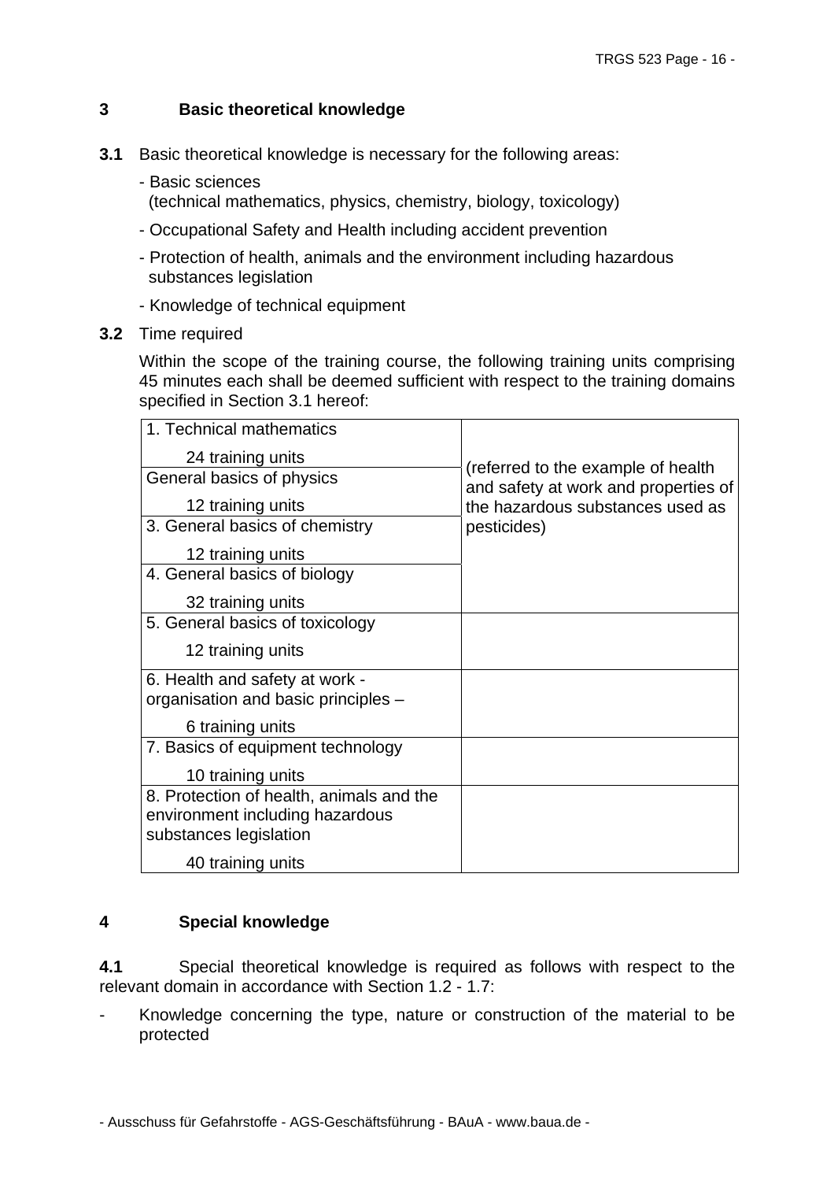## 3 Basic theoretical knowledge

**3.1** Basic theoretical knowledge is necessary for the following areas:

- Basic sciences (technical mathematics, physics, chemistry, biology, toxicology)
- Occupational Safety and Health including accident prevention
- Protection of health, animals and the environment including hazardous substances legislation
- Knowledge of technical equipment

**3.2** Time required

Within the scope of the training course, the following training units comprising 45 minutes each shall be deemed sufficient with respect to the training domains specified in Section 3.1 hereof:

| | |
|---|---|
| 1. Technical mathematics<br>24 training units | (referred to the example of health and safety at work and properties of the hazardous substances used as pesticides) |
| General basics of physics<br>12 training units | |
| 3. General basics of chemistry<br>12 training units | |
| 4. General basics of biology<br>32 training units | |
| 5. General basics of toxicology<br>12 training units | |
| 6. Health and safety at work - organisation and basic principles –<br>6 training units | |
| 7. Basics of equipment technology<br>10 training units | |
| 8. Protection of health, animals and the environment including hazardous substances legislation<br>40 training units | |

## 4 Special knowledge

**4.1** Special theoretical knowledge is required as follows with respect to the relevant domain in accordance with Section 1.2 - 1.7:

- Knowledge concerning the type, nature or construction of the material to be protected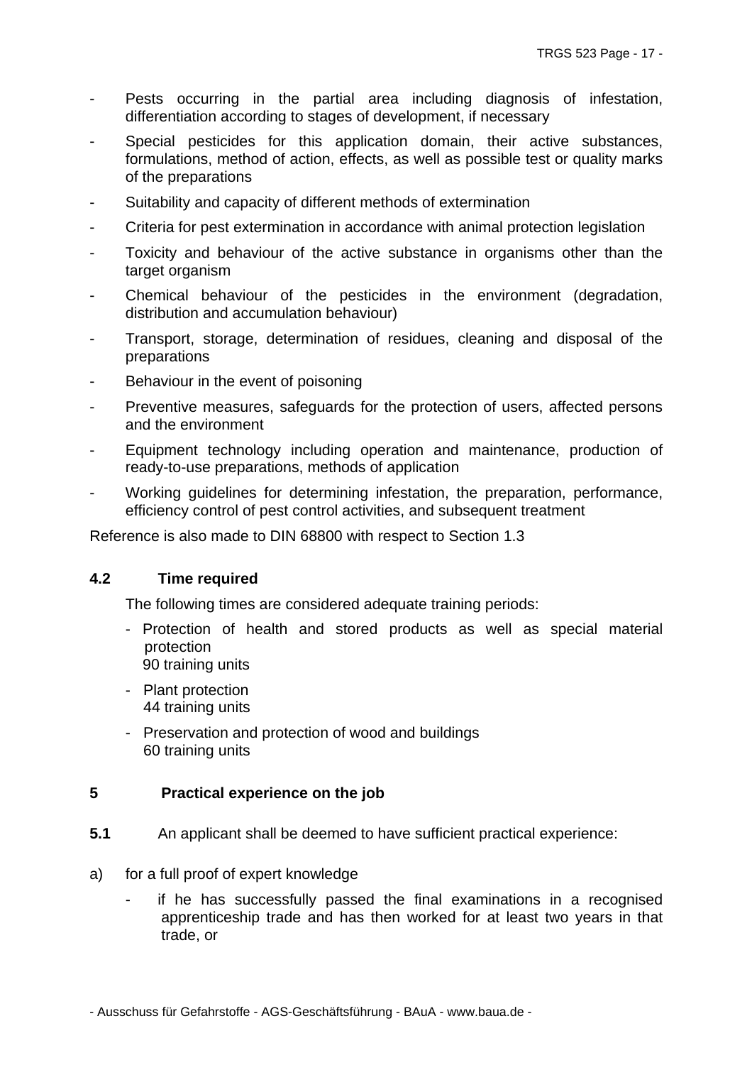- Pests occurring in the partial area including diagnosis of infestation, differentiation according to stages of development, if necessary
- Special pesticides for this application domain, their active substances, formulations, method of action, effects, as well as possible test or quality marks of the preparations
- Suitability and capacity of different methods of extermination
- Criteria for pest extermination in accordance with animal protection legislation
- Toxicity and behaviour of the active substance in organisms other than the target organism
- Chemical behaviour of the pesticides in the environment (degradation, distribution and accumulation behaviour)
- Transport, storage, determination of residues, cleaning and disposal of the preparations
- Behaviour in the event of poisoning
- Preventive measures, safeguards for the protection of users, affected persons and the environment
- Equipment technology including operation and maintenance, production of ready-to-use preparations, methods of application
- Working guidelines for determining infestation, the preparation, performance, efficiency control of pest control activities, and subsequent treatment

Reference is also made to DIN 68800 with respect to Section 1.3

### 4.2 Time required

The following times are considered adequate training periods:

- Protection of health and stored products as well as special material protection
  90 training units
- Plant protection
  44 training units
- Preservation and protection of wood and buildings
  60 training units

## 5 Practical experience on the job

**5.1** An applicant shall be deemed to have sufficient practical experience:

a) for a full proof of expert knowledge

- if he has successfully passed the final examinations in a recognised apprenticeship trade and has then worked for at least two years in that trade, or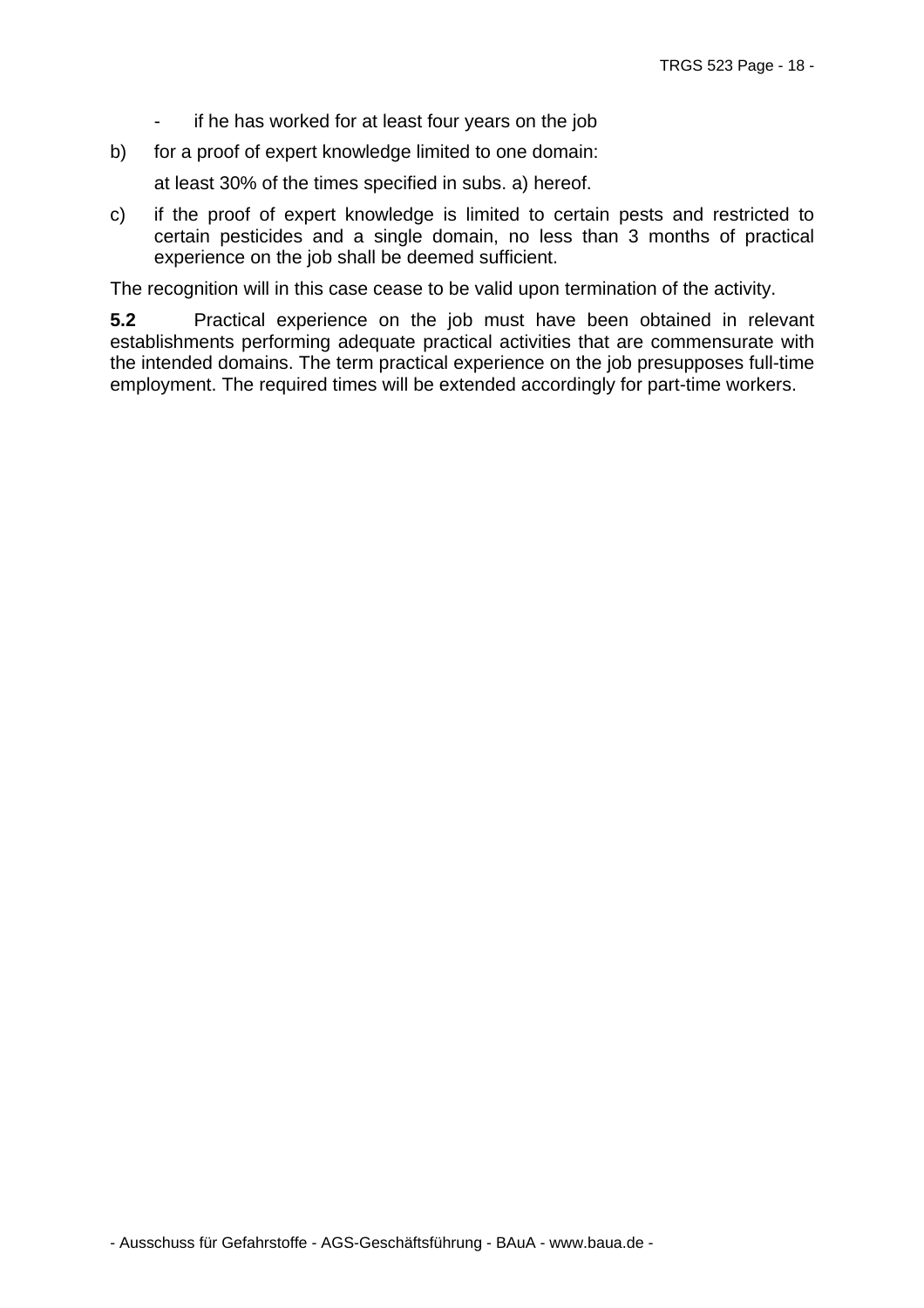- if he has worked for at least four years on the job

b) for a proof of expert knowledge limited to one domain:

   at least 30% of the times specified in subs. a) hereof.

c) if the proof of expert knowledge is limited to certain pests and restricted to certain pesticides and a single domain, no less than 3 months of practical experience on the job shall be deemed sufficient.

The recognition will in this case cease to be valid upon termination of the activity.

**5.2** Practical experience on the job must have been obtained in relevant establishments performing adequate practical activities that are commensurate with the intended domains. The term practical experience on the job presupposes full-time employment. The required times will be extended accordingly for part-time workers.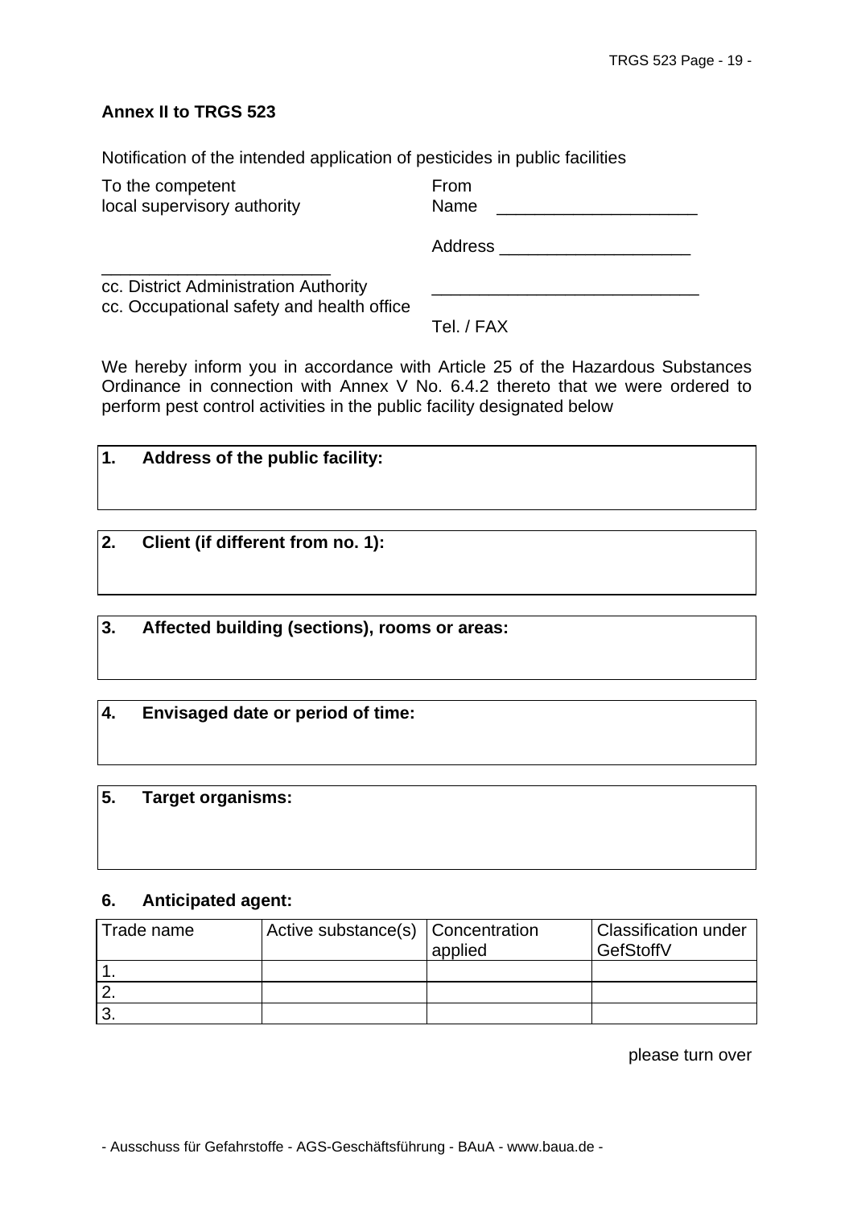**Annex II to TRGS 523**

Notification of the intended application of pesticides in public facilities

To the competent
local supervisory authority

________________________

cc. District Administration Authority
cc. Occupational safety and health office

From
Name ____________________

Address ___________________

___________________________

Tel. / FAX

We hereby inform you in accordance with Article 25 of the Hazardous Substances Ordinance in connection with Annex V No. 6.4.2 thereto that we were ordered to perform pest control activities in the public facility designated below

**1. Address of the public facility:**

**2. Client (if different from no. 1):**

**3. Affected building (sections), rooms or areas:**

**4. Envisaged date or period of time:**

**5. Target organisms:**

**6. Anticipated agent:**

| Trade name | Active substance(s) | Concentration applied | Classification under GefStoffV |
|---|---|---|---|
| 1. | | | |
| 2. | | | |
| 3. | | | |

please turn over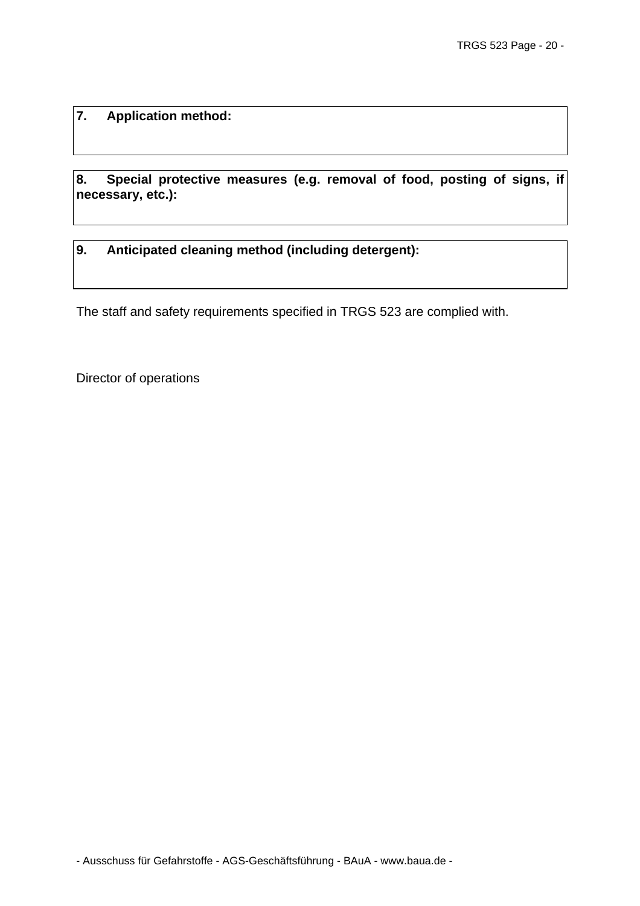**7. Application method:**

**8. Special protective measures (e.g. removal of food, posting of signs, if necessary, etc.):**

**9. Anticipated cleaning method (including detergent):**

The staff and safety requirements specified in TRGS 523 are complied with.

Director of operations

- Ausschuss für Gefahrstoffe - AGS-Geschäftsführung - BAuA - www.baua.de -